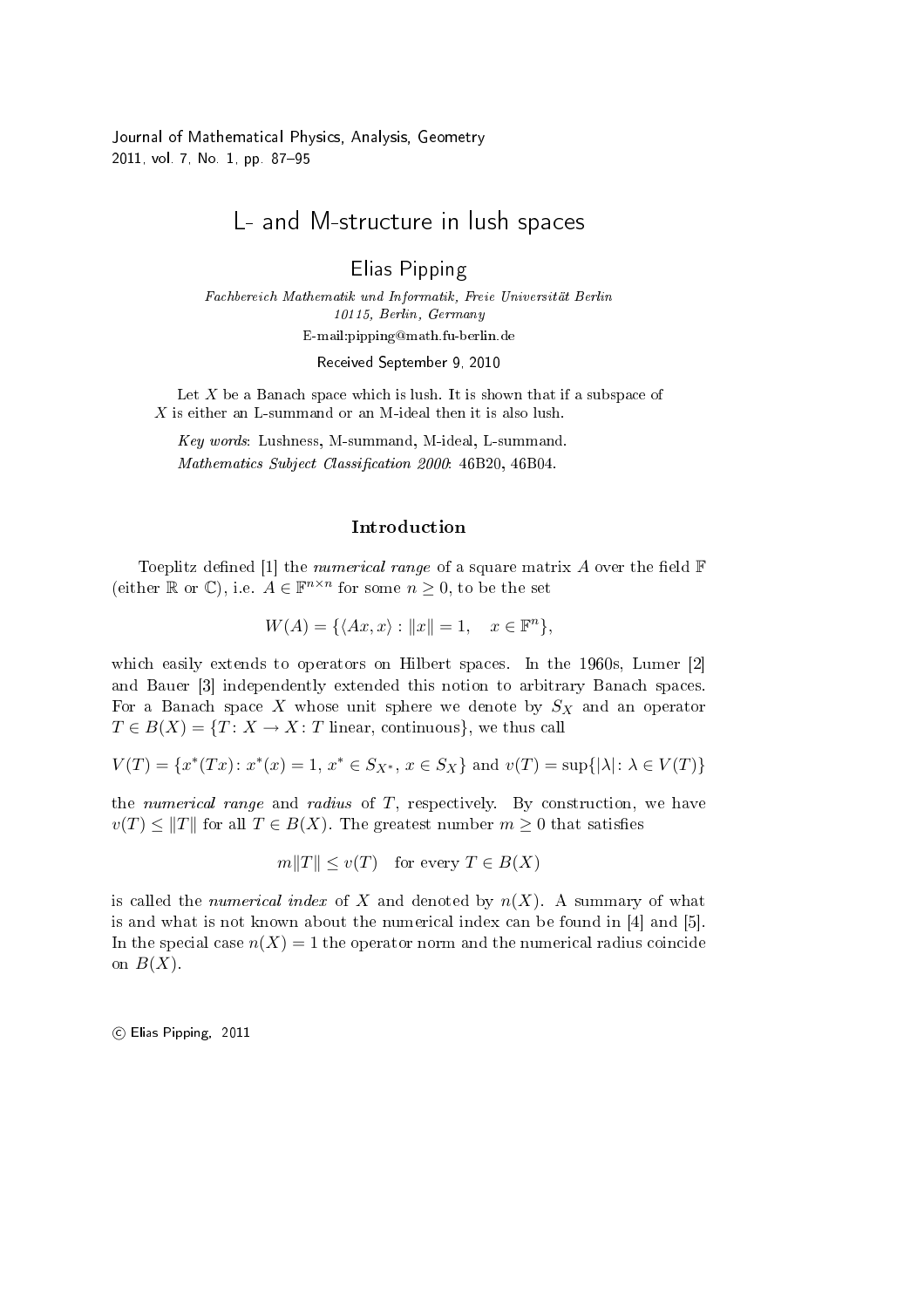# L- and M-structure in lush spaces

**Elias Pipping**

*Fachbereich Mathematik und Informatik, Freie Universität Berlin*
*10115, Berlin, Germany*

E-mail:pipping@math.fu-berlin.de

Received September 9, 2010

Let $X$ be a Banach space which is lush. It is shown that if a subspace of $X$ is either an L-summand or an M-ideal then it is also lush.

*Key words*: Lushness, M-summand, M-ideal, L-summand.

*Mathematics Subject Classification 2000*: 46B20, 46B04.

## Introduction

Toeplitz defined [1] the *numerical range* of a square matrix $A$ over the field $\mathbb{F}$ (either $\mathbb{R}$ or $\mathbb{C}$), i.e. $A \in \mathbb{F}^{n \times n}$ for some $n \geq 0$, to be the set

$$W(A) = \{\langle Ax, x\rangle : \|x\| = 1, \quad x \in \mathbb{F}^n\},$$

which easily extends to operators on Hilbert spaces. In the 1960s, Lumer [2] and Bauer [3] independently extended this notion to arbitrary Banach spaces. For a Banach space $X$ whose unit sphere we denote by $S_X$ and an operator $T \in B(X) = \{T : X \to X : T \text{ linear, continuous}\}$, we thus call

$$V(T) = \{x^*(Tx) : x^*(x) = 1,\ x^* \in S_{X^*},\ x \in S_X\} \text{ and } v(T) = \sup\{|\lambda| : \lambda \in V(T)\}$$

the *numerical range* and *radius* of $T$, respectively. By construction, we have $v(T) \leq \|T\|$ for all $T \in B(X)$. The greatest number $m \geq 0$ that satisfies

$$m\|T\| \leq v(T) \quad \text{for every } T \in B(X)$$

is called the *numerical index* of $X$ and denoted by $n(X)$. A summary of what is and what is not known about the numerical index can be found in [4] and [5]. In the special case $n(X) = 1$ the operator norm and the numerical radius coincide on $B(X)$.

© Elias Pipping, 2011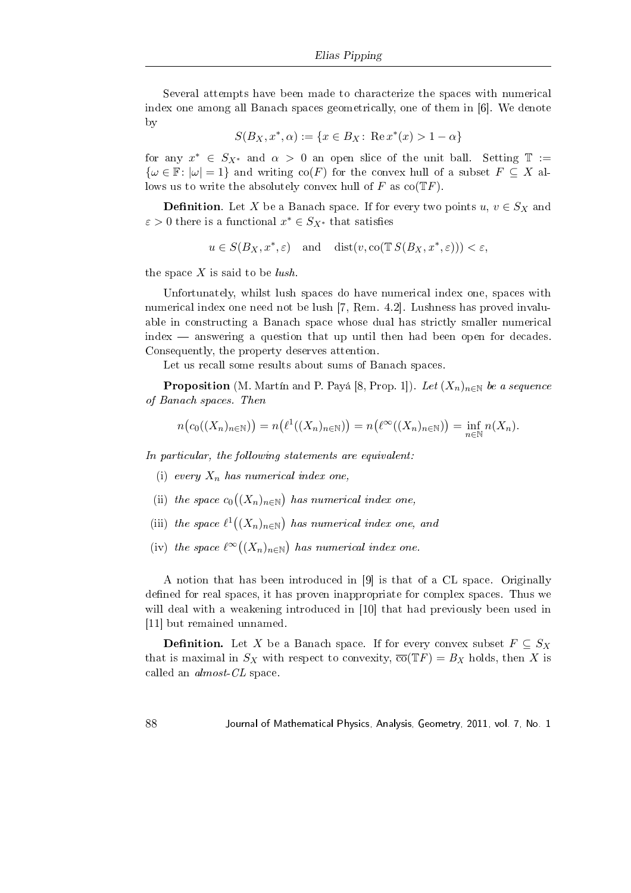Several attempts have been made to characterize the spaces with numerical index one among all Banach spaces geometrically, one of them in [6]. We denote by

$$S(B_X, x^*, \alpha) := \{x \in B_X \colon \operatorname{Re} x^*(x) > 1 - \alpha\}$$

for any $x^* \in S_{X^*}$ and $\alpha > 0$ an open slice of the unit ball. Setting $\mathbb{T} := \{\omega \in \mathbb{F} \colon |\omega| = 1\}$ and writing $\operatorname{co}(F)$ for the convex hull of a subset $F \subseteq X$ allows us to write the absolutely convex hull of $F$ as $\operatorname{co}(\mathbb{T}F)$.

**Definition**. Let $X$ be a Banach space. If for every two points $u, v \in S_X$ and $\varepsilon > 0$ there is a functional $x^* \in S_{X^*}$ that satisfies

$$u \in S(B_X, x^*, \varepsilon) \quad \text{and} \quad \operatorname{dist}(v, \operatorname{co}(\mathbb{T}\, S(B_X, x^*, \varepsilon))) < \varepsilon,$$

the space $X$ is said to be *lush*.

Unfortunately, whilst lush spaces do have numerical index one, spaces with numerical index one need not be lush [7, Rem. 4.2]. Lushness has proved invaluable in constructing a Banach space whose dual has strictly smaller numerical index — answering a question that up until then had been open for decades. Consequently, the property deserves attention.

Let us recall some results about sums of Banach spaces.

**Proposition** (M. Martín and P. Payá [8, Prop. 1]). *Let $(X_n)_{n\in\mathbb{N}}$ be a sequence of Banach spaces. Then*

$$n\big(c_0((X_n)_{n\in\mathbb{N}})\big) = n\big(\ell^1((X_n)_{n\in\mathbb{N}})\big) = n\big(\ell^\infty((X_n)_{n\in\mathbb{N}})\big) = \inf_{n\in\mathbb{N}} n(X_n).$$

*In particular, the following statements are equivalent:*

(i) *every $X_n$ has numerical index one,*

(ii) *the space $c_0\big((X_n)_{n\in\mathbb{N}}\big)$ has numerical index one,*

(iii) *the space $\ell^1\big((X_n)_{n\in\mathbb{N}}\big)$ has numerical index one, and*

(iv) *the space $\ell^\infty\big((X_n)_{n\in\mathbb{N}}\big)$ has numerical index one.*

A notion that has been introduced in [9] is that of a CL space. Originally defined for real spaces, it has proven inappropriate for complex spaces. Thus we will deal with a weakening introduced in [10] that had previously been used in [11] but remained unnamed.

**Definition.** Let $X$ be a Banach space. If for every convex subset $F \subseteq S_X$ that is maximal in $S_X$ with respect to convexity, $\overline{\operatorname{co}}(\mathbb{T}F) = B_X$ holds, then $X$ is called an *almost-CL* space.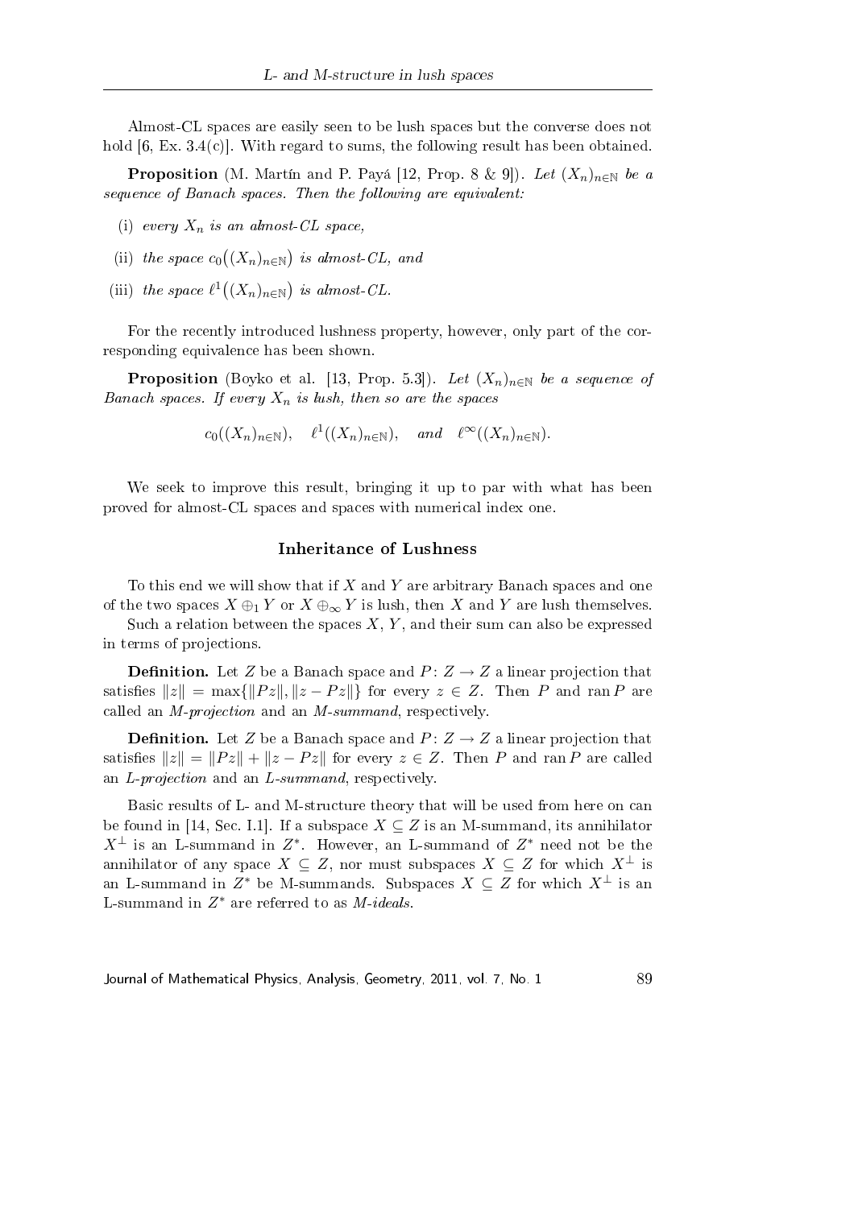Almost-CL spaces are easily seen to be lush spaces but the converse does not hold [6, Ex. 3.4(c)]. With regard to sums, the following result has been obtained.

**Proposition** (M. Martín and P. Payá [12, Prop. 8 & 9]). *Let $(X_n)_{n\in\mathbb{N}}$ be a sequence of Banach spaces. Then the following are equivalent:*

- (i) *every $X_n$ is an almost-CL space,*
- (ii) *the space $c_0\big((X_n)_{n\in\mathbb{N}}\big)$ is almost-CL, and*
- (iii) *the space $\ell^1\big((X_n)_{n\in\mathbb{N}}\big)$ is almost-CL.*

For the recently introduced lushness property, however, only part of the corresponding equivalence has been shown.

**Proposition** (Boyko et al. [13, Prop. 5.3]). *Let $(X_n)_{n\in\mathbb{N}}$ be a sequence of Banach spaces. If every $X_n$ is lush, then so are the spaces*

$$c_0((X_n)_{n\in\mathbb{N}}), \quad \ell^1((X_n)_{n\in\mathbb{N}}), \quad \textit{and} \quad \ell^\infty((X_n)_{n\in\mathbb{N}}).$$

We seek to improve this result, bringing it up to par with what has been proved for almost-CL spaces and spaces with numerical index one.

## Inheritance of Lushness

To this end we will show that if $X$ and $Y$ are arbitrary Banach spaces and one of the two spaces $X \oplus_1 Y$ or $X \oplus_\infty Y$ is lush, then $X$ and $Y$ are lush themselves.

Such a relation between the spaces $X$, $Y$, and their sum can also be expressed in terms of projections.

**Definition.** Let $Z$ be a Banach space and $P\colon Z \to Z$ a linear projection that satisfies $\|z\| = \max\{\|Pz\|, \|z - Pz\|\}$ for every $z \in Z$. Then $P$ and $\operatorname{ran} P$ are called an *M-projection* and an *M-summand*, respectively.

**Definition.** Let $Z$ be a Banach space and $P\colon Z \to Z$ a linear projection that satisfies $\|z\| = \|Pz\| + \|z - Pz\|$ for every $z \in Z$. Then $P$ and $\operatorname{ran} P$ are called an *L-projection* and an *L-summand*, respectively.

Basic results of L- and M-structure theory that will be used from here on can be found in [14, Sec. I.1]. If a subspace $X \subseteq Z$ is an M-summand, its annihilator $X^\perp$ is an L-summand in $Z^*$. However, an L-summand of $Z^*$ need not be the annihilator of any space $X \subseteq Z$, nor must subspaces $X \subseteq Z$ for which $X^\perp$ is an L-summand in $Z^*$ be M-summands. Subspaces $X \subseteq Z$ for which $X^\perp$ is an L-summand in $Z^*$ are referred to as *M-ideals*.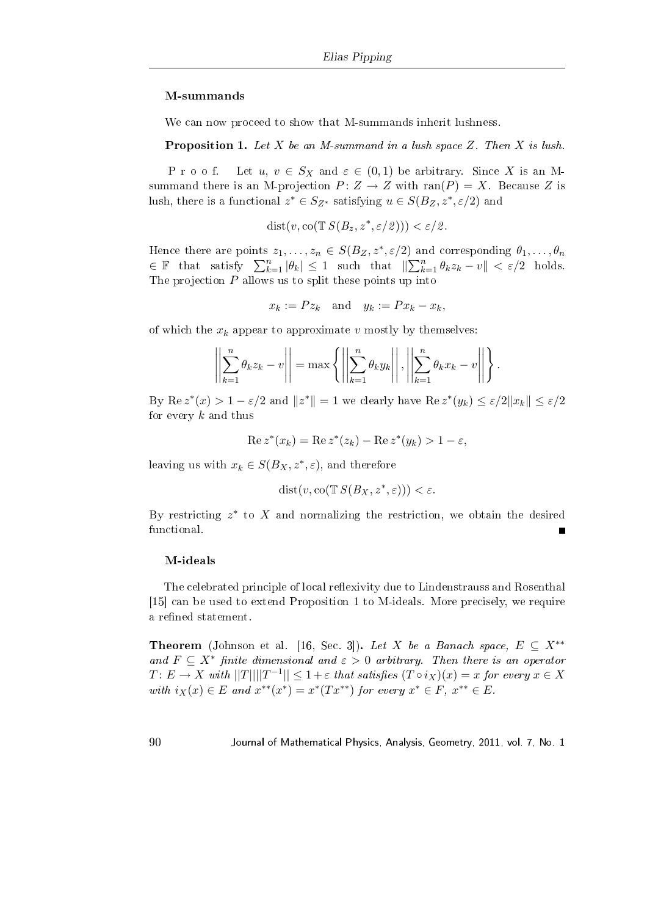### M-summands

We can now proceed to show that M-summands inherit lushness.

**Proposition 1.** *Let $X$ be an M-summand in a lush space $Z$. Then $X$ is lush.*

Proof. Let $u, v \in S_X$ and $\varepsilon \in (0,1)$ be arbitrary. Since $X$ is an M-summand there is an M-projection $P\colon Z \to Z$ with $\operatorname{ran}(P) = X$. Because $Z$ is lush, there is a functional $z^* \in S_{Z^*}$ satisfying $u \in S(B_Z, z^*, \varepsilon/2)$ and

$$\operatorname{dist}(v, \operatorname{co}(\mathbb{T}\, S(B_z, z^*, \varepsilon/2))) < \varepsilon/2.$$

Hence there are points $z_1, \ldots, z_n \in S(B_Z, z^*, \varepsilon/2)$ and corresponding $\theta_1, \ldots, \theta_n \in \mathbb{F}$ that satisfy $\sum_{k=1}^n |\theta_k| \leq 1$ such that $\|\sum_{k=1}^n \theta_k z_k - v\| < \varepsilon/2$ holds. The projection $P$ allows us to split these points up into

$$x_k := P z_k \quad \text{and} \quad y_k := P x_k - x_k,$$

of which the $x_k$ appear to approximate $v$ mostly by themselves:

$$\left\| \sum_{k=1}^n \theta_k z_k - v \right\| = \max \left\{ \left\| \sum_{k=1}^n \theta_k y_k \right\|, \left\| \sum_{k=1}^n \theta_k x_k - v \right\| \right\}.$$

By $\operatorname{Re} z^*(x) > 1 - \varepsilon/2$ and $\|z^*\| = 1$ we clearly have $\operatorname{Re} z^*(y_k) \leq \varepsilon/2 \|x_k\| \leq \varepsilon/2$ for every $k$ and thus

$$\operatorname{Re} z^*(x_k) = \operatorname{Re} z^*(z_k) - \operatorname{Re} z^*(y_k) > 1 - \varepsilon,$$

leaving us with $x_k \in S(B_X, z^*, \varepsilon)$, and therefore

$$\operatorname{dist}(v, \operatorname{co}(\mathbb{T}\, S(B_X, z^*, \varepsilon))) < \varepsilon.$$

By restricting $z^*$ to $X$ and normalizing the restriction, we obtain the desired functional. ∎

### M-ideals

The celebrated principle of local reflexivity due to Lindenstrauss and Rosenthal [15] can be used to extend Proposition 1 to M-ideals. More precisely, we require a refined statement.

**Theorem** (Johnson et al. [16, Sec. 3]). *Let $X$ be a Banach space, $E \subseteq X^{**}$ and $F \subseteq X^*$ finite dimensional and $\varepsilon > 0$ arbitrary. Then there is an operator $T\colon E \to X$ with $\|T\|\|T^{-1}\| \leq 1 + \varepsilon$ that satisfies $(T \circ i_X)(x) = x$ for every $x \in X$ with $i_X(x) \in E$ and $x^{**}(x^*) = x^*(Tx^{**})$ for every $x^* \in F$, $x^{**} \in E$.*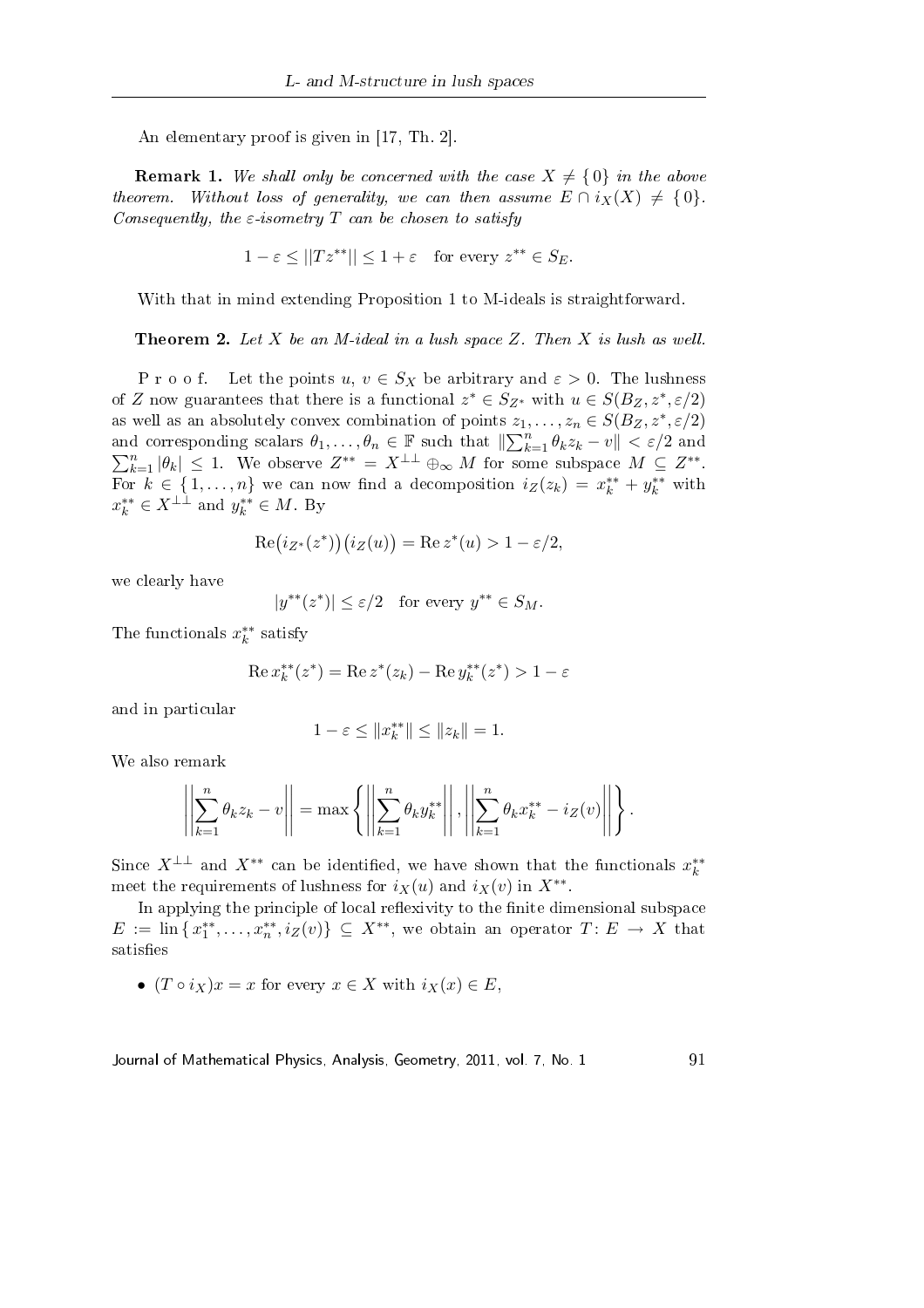An elementary proof is given in [17, Th. 2].

**Remark 1.** *We shall only be concerned with the case $X \neq \{0\}$ in the above theorem. Without loss of generality, we can then assume $E \cap i_X(X) \neq \{0\}$. Consequently, the $\varepsilon$-isometry $T$ can be chosen to satisfy*

$$1 - \varepsilon \leq ||Tz^{**}|| \leq 1 + \varepsilon \quad \text{for every } z^{**} \in S_E.$$

With that in mind extending Proposition 1 to M-ideals is straightforward.

**Theorem 2.** *Let $X$ be an M-ideal in a lush space $Z$. Then $X$ is lush as well.*

P r o o f. Let the points $u, v \in S_X$ be arbitrary and $\varepsilon > 0$. The lushness of $Z$ now guarantees that there is a functional $z^* \in S_{Z^*}$ with $u \in S(B_Z, z^*, \varepsilon/2)$ as well as an absolutely convex combination of points $z_1, \ldots, z_n \in S(B_Z, z^*, \varepsilon/2)$ and corresponding scalars $\theta_1, \ldots, \theta_n \in \mathbb{F}$ such that $\|\sum_{k=1}^n \theta_k z_k - v\| < \varepsilon/2$ and $\sum_{k=1}^n |\theta_k| \leq 1$. We observe $Z^{**} = X^{\perp\perp} \oplus_\infty M$ for some subspace $M \subseteq Z^{**}$. For $k \in \{1, \ldots, n\}$ we can now find a decomposition $i_Z(z_k) = x_k^{**} + y_k^{**}$ with $x_k^{**} \in X^{\perp\perp}$ and $y_k^{**} \in M$. By

$$\operatorname{Re}\big(i_{Z^*}(z^*)\big)\big(i_Z(u)\big) = \operatorname{Re} z^*(u) > 1 - \varepsilon/2,$$

we clearly have

$$|y^{**}(z^*)| \leq \varepsilon/2 \quad \text{for every } y^{**} \in S_M.$$

The functionals $x_k^{**}$ satisfy

$$\operatorname{Re} x_k^{**}(z^*) = \operatorname{Re} z^*(z_k) - \operatorname{Re} y_k^{**}(z^*) > 1 - \varepsilon$$

and in particular

$$1 - \varepsilon \leq \|x_k^{**}\| \leq \|z_k\| = 1.$$

We also remark

$$\left\|\sum_{k=1}^n \theta_k z_k - v\right\| = \max\left\{\left\|\sum_{k=1}^n \theta_k y_k^{**}\right\|, \left\|\sum_{k=1}^n \theta_k x_k^{**} - i_Z(v)\right\|\right\}.$$

Since $X^{\perp\perp}$ and $X^{**}$ can be identified, we have shown that the functionals $x_k^{**}$ meet the requirements of lushness for $i_X(u)$ and $i_X(v)$ in $X^{**}$.

In applying the principle of local reflexivity to the finite dimensional subspace $E := \operatorname{lin}\{x_1^{**}, \ldots, x_n^{**}, i_Z(v)\} \subseteq X^{**}$, we obtain an operator $T\colon E \to X$ that satisfies

- $(T \circ i_X)x = x$ for every $x \in X$ with $i_X(x) \in E$,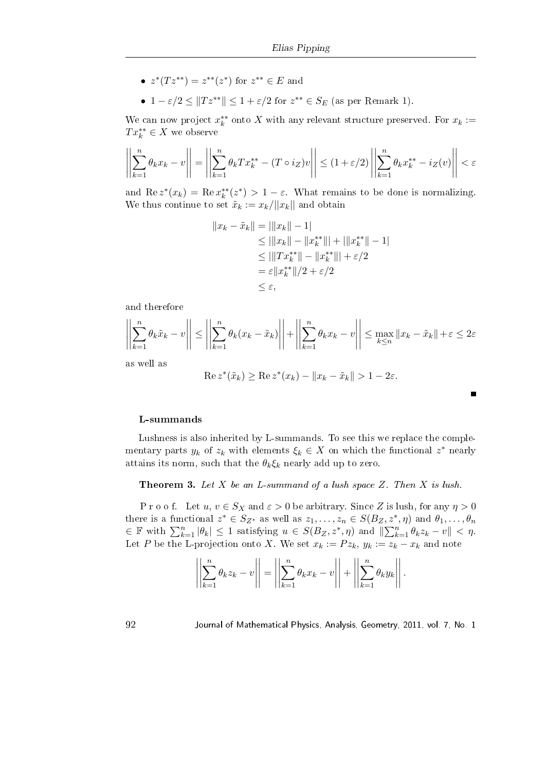- $z^*(Tz^{**}) = z^{**}(z^*)$ for $z^{**} \in E$ and
- $1 - \varepsilon/2 \le \|Tz^{**}\| \le 1 + \varepsilon/2$ for $z^{**} \in S_E$ (as per Remark 1).

We can now project $x_k^{**}$ onto $X$ with any relevant structure preserved. For $x_k := Tx_k^{**} \in X$ we observe

$$\left\| \sum_{k=1}^n \theta_k x_k - v \right\| = \left\| \sum_{k=1}^n \theta_k T x_k^{**} - (T \circ i_Z) v \right\| \le (1 + \varepsilon/2) \left\| \sum_{k=1}^n \theta_k x_k^{**} - i_Z(v) \right\| < \varepsilon$$

and $\operatorname{Re} z^*(x_k) = \operatorname{Re} x_k^{**}(z^*) > 1 - \varepsilon$. What remains to be done is normalizing. We thus continue to set $\tilde{x}_k := x_k/\|x_k\|$ and obtain

$$\begin{aligned}
\|x_k - \tilde{x}_k\| &= |\|x_k\| - 1| \\
&\le |\|x_k\| - \|x_k^{**}\|| + |\|x_k^{**}\| - 1| \\
&\le |\|Tx_k^{**}\| - \|x_k^{**}\|| + \varepsilon/2 \\
&= \varepsilon \|x_k^{**}\|/2 + \varepsilon/2 \\
&\le \varepsilon,
\end{aligned}$$

and therefore

$$\left\| \sum_{k=1}^n \theta_k \tilde{x}_k - v \right\| \le \left\| \sum_{k=1}^n \theta_k (x_k - \tilde{x}_k) \right\| + \left\| \sum_{k=1}^n \theta_k x_k - v \right\| \le \max_{k \le n} \|x_k - \tilde{x}_k\| + \varepsilon \le 2\varepsilon$$

as well as

$$\operatorname{Re} z^*(\tilde{x}_k) \ge \operatorname{Re} z^*(x_k) - \|x_k - \tilde{x}_k\| > 1 - 2\varepsilon.$$

■

### L-summands

Lushness is also inherited by L-summands. To see this we replace the complementary parts $y_k$ of $z_k$ with elements $\xi_k \in X$ on which the functional $z^*$ nearly attains its norm, such that the $\theta_k \xi_k$ nearly add up to zero.

**Theorem 3.** *Let $X$ be an L-summand of a lush space $Z$. Then $X$ is lush.*

Proof. Let $u, v \in S_X$ and $\varepsilon > 0$ be arbitrary. Since $Z$ is lush, for any $\eta > 0$ there is a functional $z^* \in S_{Z^*}$ as well as $z_1, \ldots, z_n \in S(B_Z, z^*, \eta)$ and $\theta_1, \ldots, \theta_n \in \mathbb{F}$ with $\sum_{k=1}^n |\theta_k| \le 1$ satisfying $u \in S(B_Z, z^*, \eta)$ and $\|\sum_{k=1}^n \theta_k z_k - v\| < \eta$. Let $P$ be the L-projection onto $X$. We set $x_k := Pz_k$, $y_k := z_k - x_k$ and note

$$\left\| \sum_{k=1}^n \theta_k z_k - v \right\| = \left\| \sum_{k=1}^n \theta_k x_k - v \right\| + \left\| \sum_{k=1}^n \theta_k y_k \right\|.$$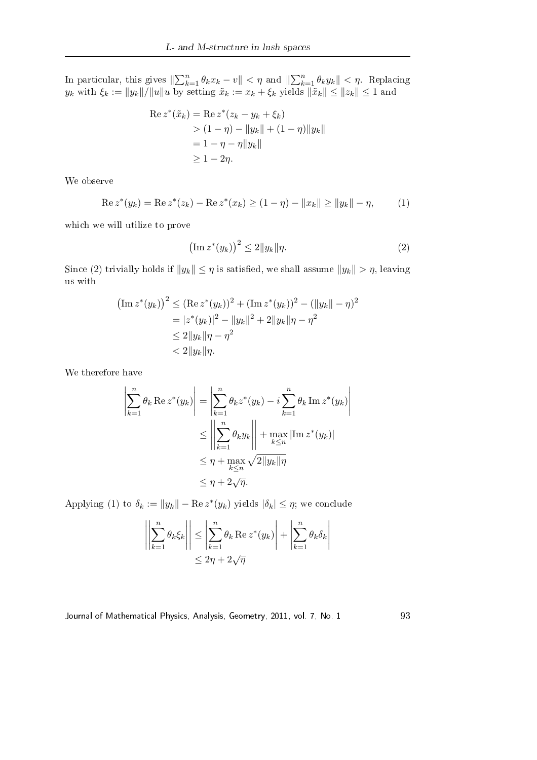In particular, this gives $\|\sum_{k=1}^n \theta_k x_k - v\| < \eta$ and $\|\sum_{k=1}^n \theta_k y_k\| < \eta$. Replacing $y_k$ with $\xi_k := \|y_k\|/\|u\|u$ by setting $\tilde{x}_k := x_k + \xi_k$ yields $\|\tilde{x}_k\| \le \|z_k\| \le 1$ and

$$
\begin{aligned}
\operatorname{Re} z^*(\tilde{x}_k) &= \operatorname{Re} z^*(z_k - y_k + \xi_k) \\
&> (1-\eta) - \|y_k\| + (1-\eta)\|y_k\| \\
&= 1 - \eta - \eta\|y_k\| \\
&\ge 1 - 2\eta.
\end{aligned}
$$

We observe

$$
\operatorname{Re} z^*(y_k) = \operatorname{Re} z^*(z_k) - \operatorname{Re} z^*(x_k) \ge (1-\eta) - \|x_k\| \ge \|y_k\| - \eta, \tag{1}
$$

which we will utilize to prove

$$
\left(\operatorname{Im} z^*(y_k)\right)^2 \le 2\|y_k\|\eta. \tag{2}
$$

Since (2) trivially holds if $\|y_k\| \le \eta$ is satisfied, we shall assume $\|y_k\| > \eta$, leaving us with

$$
\begin{aligned}
\left(\operatorname{Im} z^*(y_k)\right)^2 &\le (\operatorname{Re} z^*(y_k))^2 + (\operatorname{Im} z^*(y_k))^2 - (\|y_k\| - \eta)^2 \\
&= |z^*(y_k)|^2 - \|y_k\|^2 + 2\|y_k\|\eta - \eta^2 \\
&\le 2\|y_k\|\eta - \eta^2 \\
&< 2\|y_k\|\eta.
\end{aligned}
$$

We therefore have

$$
\begin{aligned}
\left|\sum_{k=1}^n \theta_k \operatorname{Re} z^*(y_k)\right| &= \left|\sum_{k=1}^n \theta_k z^*(y_k) - i\sum_{k=1}^n \theta_k \operatorname{Im} z^*(y_k)\right| \\
&\le \left\|\sum_{k=1}^n \theta_k y_k\right\| + \max_{k\le n} |\operatorname{Im} z^*(y_k)| \\
&\le \eta + \max_{k\le n} \sqrt{2\|y_k\|\eta} \\
&\le \eta + 2\sqrt{\eta}.
\end{aligned}
$$

Applying (1) to $\delta_k := \|y_k\| - \operatorname{Re} z^*(y_k)$ yields $|\delta_k| \le \eta$; we conclude

$$
\begin{aligned}
\left\|\sum_{k=1}^n \theta_k \xi_k\right\| &\le \left|\sum_{k=1}^n \theta_k \operatorname{Re} z^*(y_k)\right| + \left|\sum_{k=1}^n \theta_k \delta_k\right| \\
&\le 2\eta + 2\sqrt{\eta}
\end{aligned}
$$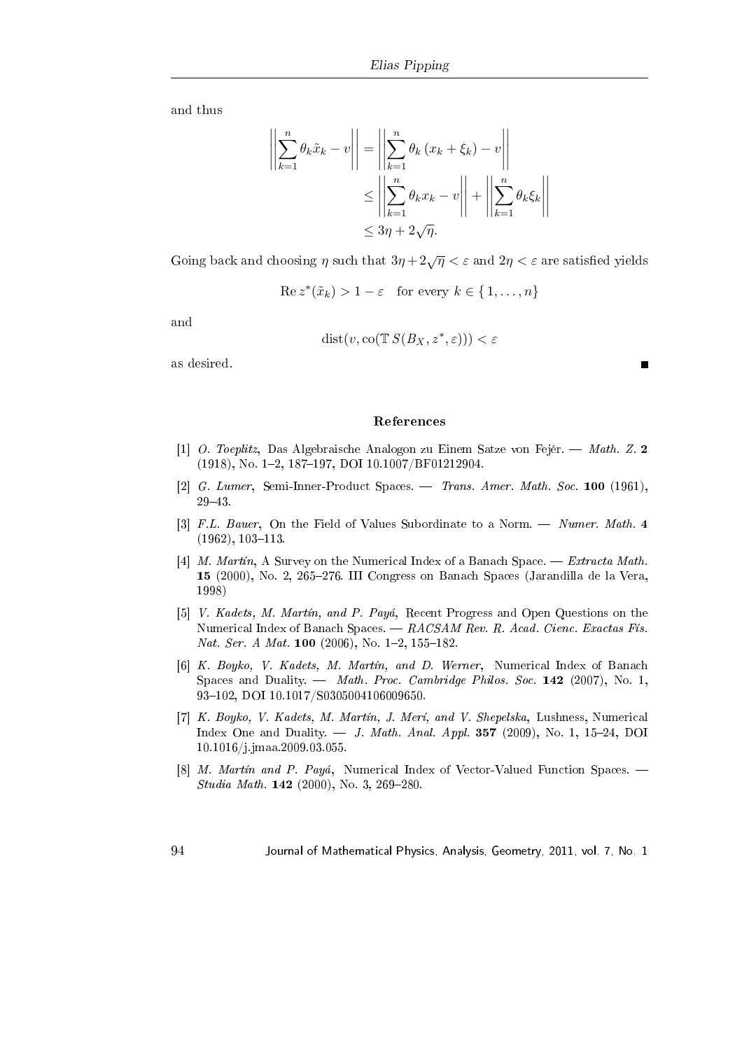and thus

$$
\begin{aligned}
\left\| \sum_{k=1}^{n} \theta_k \tilde{x}_k - v \right\| &= \left\| \sum_{k=1}^{n} \theta_k \left( x_k + \xi_k \right) - v \right\| \\
&\leq \left\| \sum_{k=1}^{n} \theta_k x_k - v \right\| + \left\| \sum_{k=1}^{n} \theta_k \xi_k \right\| \\
&\leq 3\eta + 2\sqrt{\eta}.
\end{aligned}
$$

Going back and choosing $\eta$ such that $3\eta + 2\sqrt{\eta} < \varepsilon$ and $2\eta < \varepsilon$ are satisfied yields

$$
\operatorname{Re} z^*(\tilde{x}_k) > 1 - \varepsilon \quad \text{for every } k \in \{1, \ldots, n\}
$$

and

$$
\operatorname{dist}(v, \operatorname{co}(\mathbb{T}\, S(B_X, z^*, \varepsilon))) < \varepsilon
$$

as desired. ■

## References

[1] *O. Toeplitz*, Das Algebraische Analogon zu Einem Satze von Fejér. — *Math. Z.* **2** (1918), No. 1–2, 187–197, DOI 10.1007/BF01212904.

[2] *G. Lumer*, Semi-Inner-Product Spaces. — *Trans. Amer. Math. Soc.* **100** (1961), 29–43.

[3] *F.L. Bauer*, On the Field of Values Subordinate to a Norm. — *Numer. Math.* **4** (1962), 103–113.

[4] *M. Martín*, A Survey on the Numerical Index of a Banach Space. — *Extracta Math.* **15** (2000), No. 2, 265–276. III Congress on Banach Spaces (Jarandilla de la Vera, 1998)

[5] *V. Kadets, M. Martín, and P. Payá*, Recent Progress and Open Questions on the Numerical Index of Banach Spaces. — *RACSAM Rev. R. Acad. Cienc. Exactas Fís. Nat. Ser. A Mat.* **100** (2006), No. 1–2, 155–182.

[6] *K. Boyko, V. Kadets, M. Martín, and D. Werner*, Numerical Index of Banach Spaces and Duality. — *Math. Proc. Cambridge Philos. Soc.* **142** (2007), No. 1, 93–102, DOI 10.1017/S0305004106009650.

[7] *K. Boyko, V. Kadets, M. Martín, J. Merí, and V. Shepelska*, Lushness, Numerical Index One and Duality. — *J. Math. Anal. Appl.* **357** (2009), No. 1, 15–24, DOI 10.1016/j.jmaa.2009.03.055.

[8] *M. Martín and P. Payá*, Numerical Index of Vector-Valued Function Spaces. — *Studia Math.* **142** (2000), No. 3, 269–280.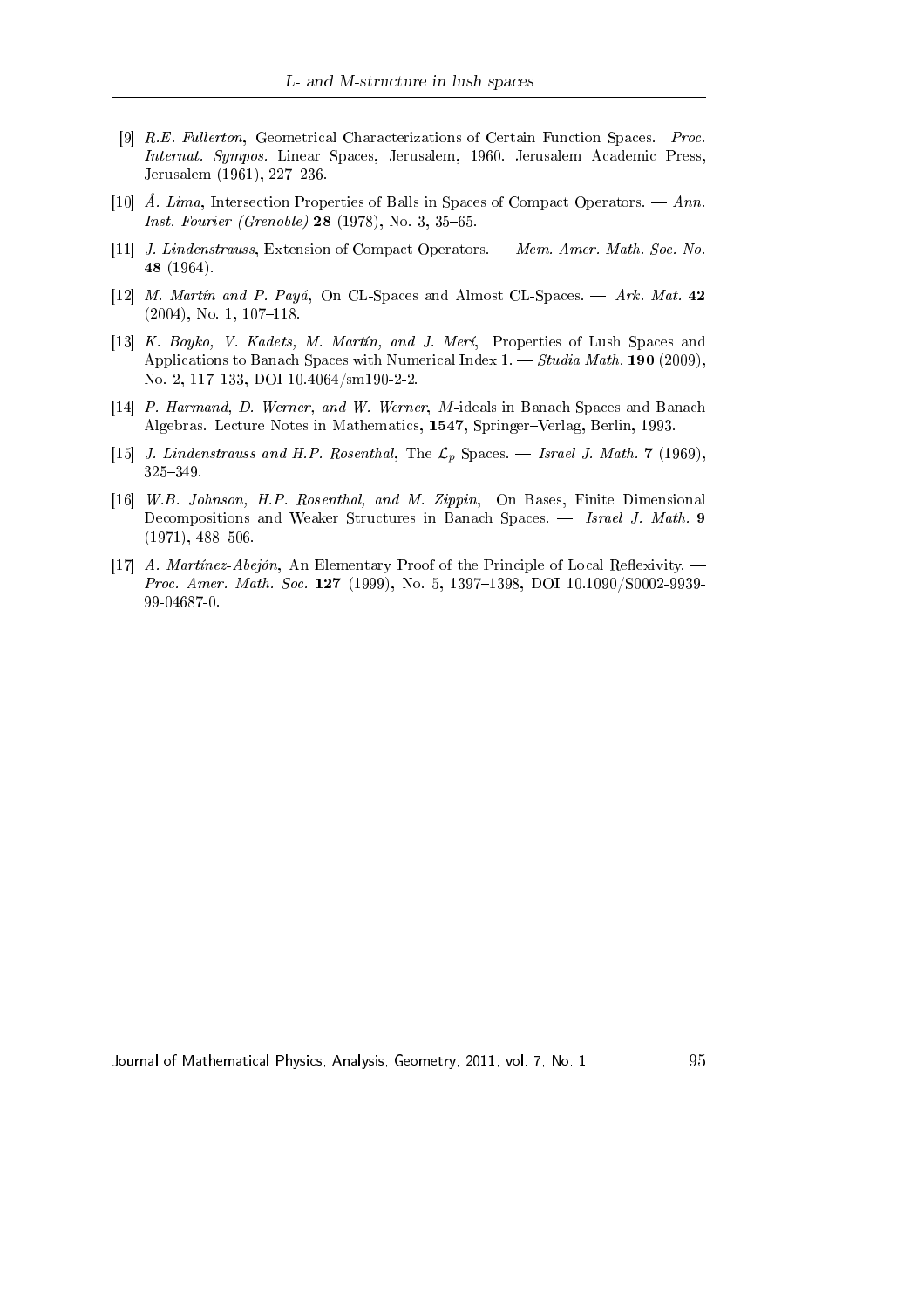[9] *R.E. Fullerton*, Geometrical Characterizations of Certain Function Spaces. *Proc. Internat. Sympos.* Linear Spaces, Jerusalem, 1960. Jerusalem Academic Press, Jerusalem (1961), 227–236.

[10] *Å. Lima*, Intersection Properties of Balls in Spaces of Compact Operators. — *Ann. Inst. Fourier (Grenoble)* **28** (1978), No. 3, 35–65.

[11] *J. Lindenstrauss*, Extension of Compact Operators. — *Mem. Amer. Math. Soc. No.* **48** (1964).

[12] *M. Martín and P. Payá*, On CL-Spaces and Almost CL-Spaces. — *Ark. Mat.* **42** (2004), No. 1, 107–118.

[13] *K. Boyko, V. Kadets, M. Martín, and J. Merí*, Properties of Lush Spaces and Applications to Banach Spaces with Numerical Index 1. — *Studia Math.* **190** (2009), No. 2, 117–133, DOI 10.4064/sm190-2-2.

[14] *P. Harmand, D. Werner, and W. Werner*, *M*-ideals in Banach Spaces and Banach Algebras. Lecture Notes in Mathematics, **1547**, Springer–Verlag, Berlin, 1993.

[15] *J. Lindenstrauss and H.P. Rosenthal*, The $\mathcal{L}_p$ Spaces. — *Israel J. Math.* **7** (1969), 325–349.

[16] *W.B. Johnson, H.P. Rosenthal, and M. Zippin*, On Bases, Finite Dimensional Decompositions and Weaker Structures in Banach Spaces. — *Israel J. Math.* **9** (1971), 488–506.

[17] *A. Martínez-Abejón*, An Elementary Proof of the Principle of Local Reflexivity. — *Proc. Amer. Math. Soc.* **127** (1999), No. 5, 1397–1398, DOI 10.1090/S0002-9939-99-04687-0.